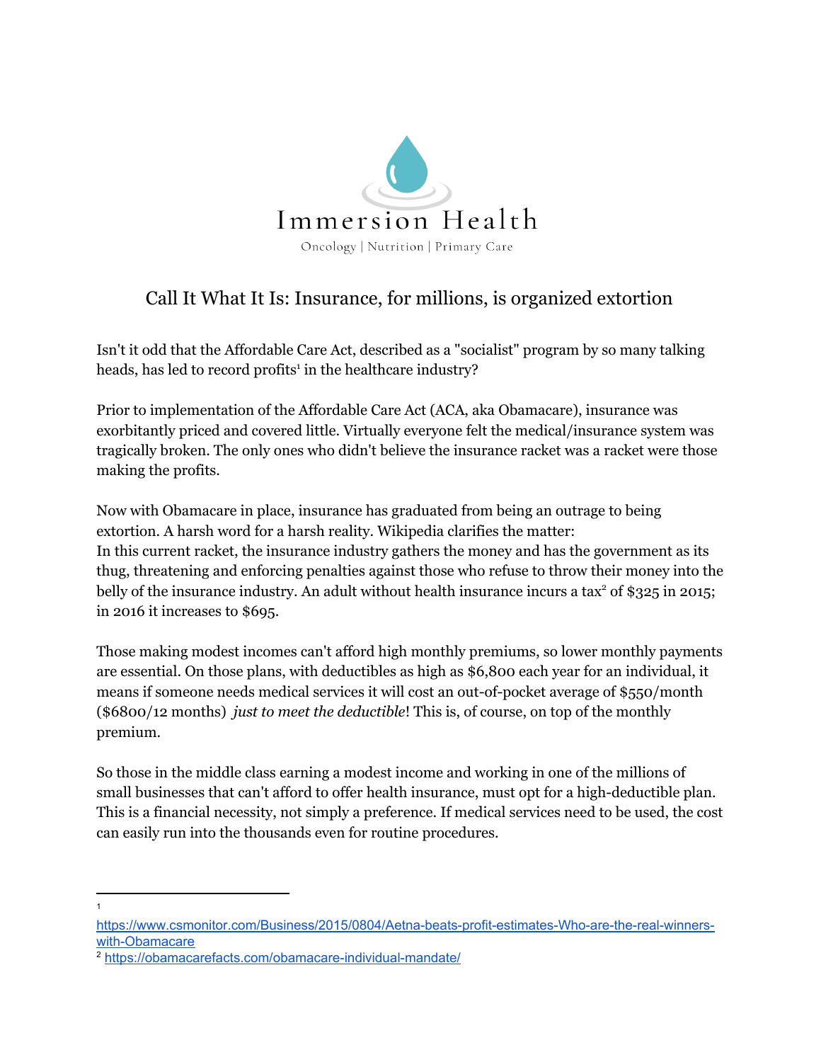# Immersion Health

Oncology | Nutrition | Primary Care

## Call It What It Is: Insurance, for millions, is organized extortion

Isn't it odd that the Affordable Care Act, described as a "socialist" program by so many talking heads, has led to record profits[1] in the healthcare industry?

Prior to implementation of the Affordable Care Act (ACA, aka Obamacare), insurance was exorbitantly priced and covered little. Virtually everyone felt the medical/insurance system was tragically broken. The only ones who didn't believe the insurance racket was a racket were those making the profits.

Now with Obamacare in place, insurance has graduated from being an outrage to being extortion. A harsh word for a harsh reality. Wikipedia clarifies the matter:
In this current racket, the insurance industry gathers the money and has the government as its thug, threatening and enforcing penalties against those who refuse to throw their money into the belly of the insurance industry. An adult without health insurance incurs a tax[2] of $325 in 2015; in 2016 it increases to $695.

Those making modest incomes can't afford high monthly premiums, so lower monthly payments are essential. On those plans, with deductibles as high as $6,800 each year for an individual, it means if someone needs medical services it will cost an out-of-pocket average of $550/month ($6800/12 months) *just to meet the deductible*! This is, of course, on top of the monthly premium.

So those in the middle class earning a modest income and working in one of the millions of small businesses that can't afford to offer health insurance, must opt for a high-deductible plan. This is a financial necessity, not simply a preference. If medical services need to be used, the cost can easily run into the thousands even for routine procedures.

---

[1] https://www.csmonitor.com/Business/2015/0804/Aetna-beats-profit-estimates-Who-are-the-real-winners-with-Obamacare

[2] https://obamacarefacts.com/obamacare-individual-mandate/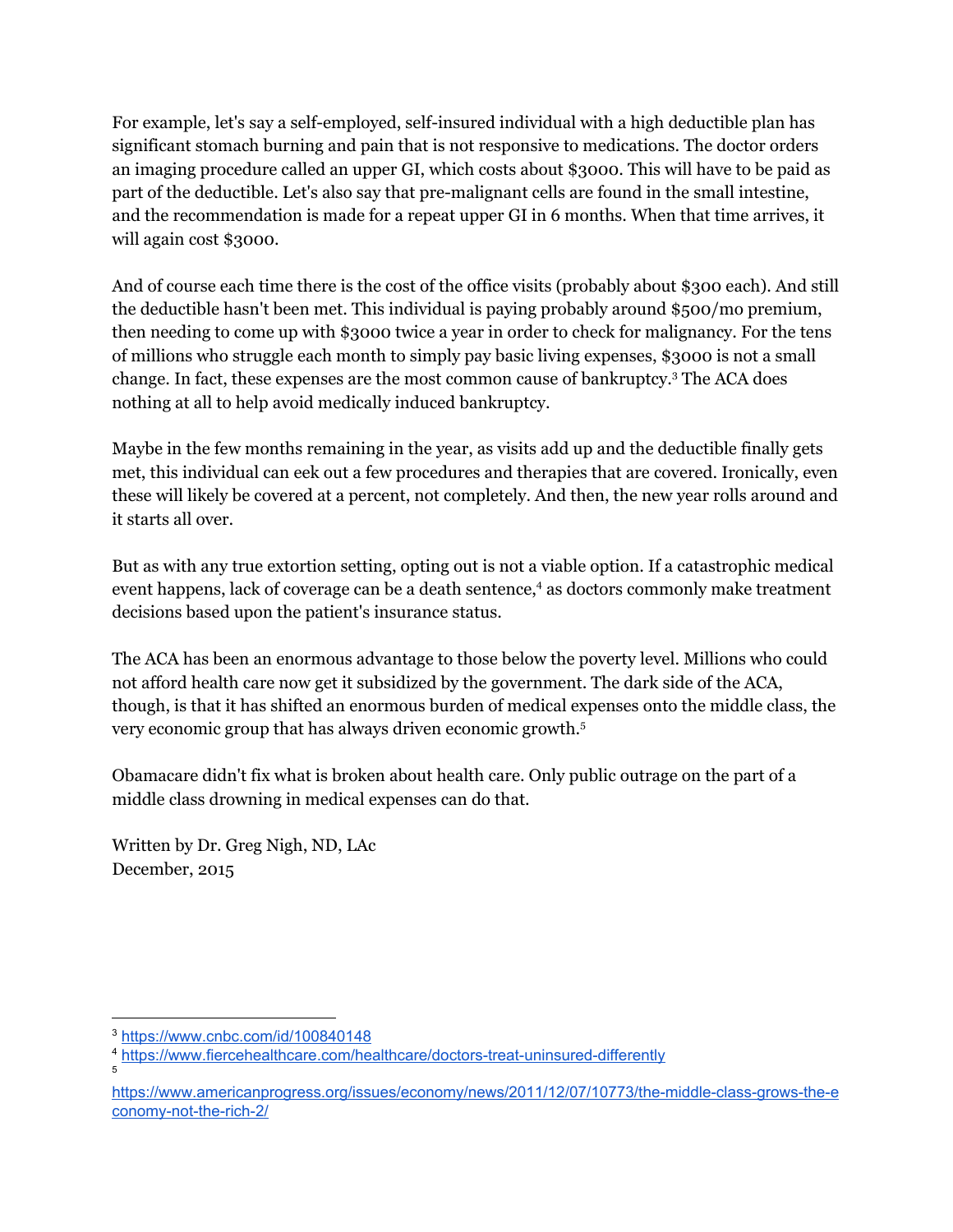For example, let's say a self-employed, self-insured individual with a high deductible plan has significant stomach burning and pain that is not responsive to medications. The doctor orders an imaging procedure called an upper GI, which costs about $3000. This will have to be paid as part of the deductible. Let's also say that pre-malignant cells are found in the small intestine, and the recommendation is made for a repeat upper GI in 6 months. When that time arrives, it will again cost $3000.

And of course each time there is the cost of the office visits (probably about $300 each). And still the deductible hasn't been met. This individual is paying probably around $500/mo premium, then needing to come up with $3000 twice a year in order to check for malignancy. For the tens of millions who struggle each month to simply pay basic living expenses, $3000 is not a small change. In fact, these expenses are the most common cause of bankruptcy.[3] The ACA does nothing at all to help avoid medically induced bankruptcy.

Maybe in the few months remaining in the year, as visits add up and the deductible finally gets met, this individual can eek out a few procedures and therapies that are covered. Ironically, even these will likely be covered at a percent, not completely. And then, the new year rolls around and it starts all over.

But as with any true extortion setting, opting out is not a viable option. If a catastrophic medical event happens, lack of coverage can be a death sentence,[4] as doctors commonly make treatment decisions based upon the patient's insurance status.

The ACA has been an enormous advantage to those below the poverty level. Millions who could not afford health care now get it subsidized by the government. The dark side of the ACA, though, is that it has shifted an enormous burden of medical expenses onto the middle class, the very economic group that has always driven economic growth.[5]

Obamacare didn't fix what is broken about health care. Only public outrage on the part of a middle class drowning in medical expenses can do that.

Written by Dr. Greg Nigh, ND, LAc
December, 2015

---

[3] https://www.cnbc.com/id/100840148

[4] https://www.fiercehealthcare.com/healthcare/doctors-treat-uninsured-differently

[5] https://www.americanprogress.org/issues/economy/news/2011/12/07/10773/the-middle-class-grows-the-economy-not-the-rich-2/